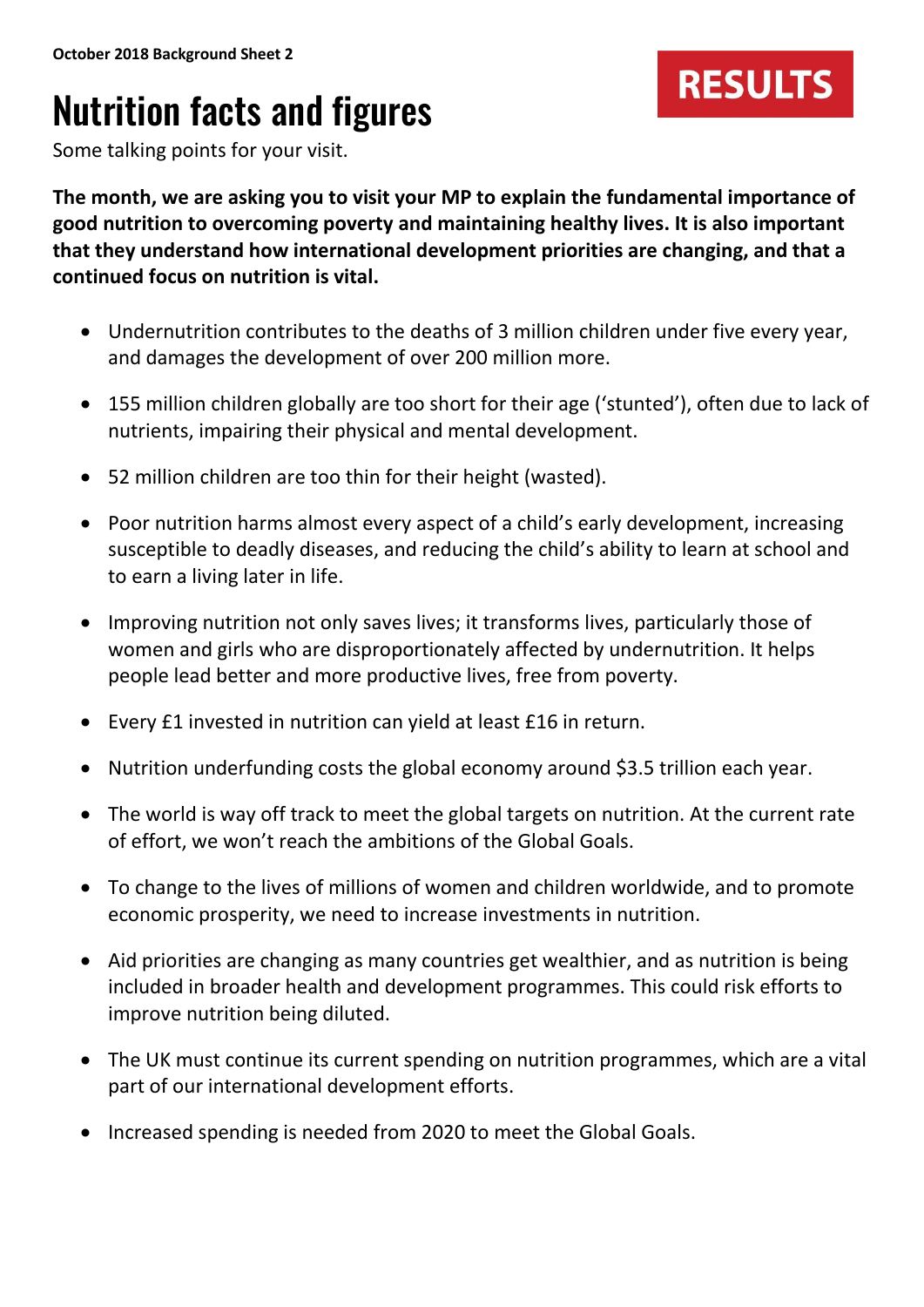**October 2018 Background Sheet 2**

# Nutrition facts and figures

RESULTS

Some talking points for your visit.

**The month, we are asking you to visit your MP to explain the fundamental importance of good nutrition to overcoming poverty and maintaining healthy lives. It is also important that they understand how international development priorities are changing, and that a continued focus on nutrition is vital.**

- Undernutrition contributes to the deaths of 3 million children under five every year, and damages the development of over 200 million more.
- 155 million children globally are too short for their age ('stunted'), often due to lack of nutrients, impairing their physical and mental development.
- 52 million children are too thin for their height (wasted).
- Poor nutrition harms almost every aspect of a child's early development, increasing susceptible to deadly diseases, and reducing the child's ability to learn at school and to earn a living later in life.
- Improving nutrition not only saves lives; it transforms lives, particularly those of women and girls who are disproportionately affected by undernutrition. It helps people lead better and more productive lives, free from poverty.
- Every £1 invested in nutrition can yield at least £16 in return.
- Nutrition underfunding costs the global economy around $3.5 trillion each year.
- The world is way off track to meet the global targets on nutrition. At the current rate of effort, we won't reach the ambitions of the Global Goals.
- To change to the lives of millions of women and children worldwide, and to promote economic prosperity, we need to increase investments in nutrition.
- Aid priorities are changing as many countries get wealthier, and as nutrition is being included in broader health and development programmes. This could risk efforts to improve nutrition being diluted.
- The UK must continue its current spending on nutrition programmes, which are a vital part of our international development efforts.
- Increased spending is needed from 2020 to meet the Global Goals.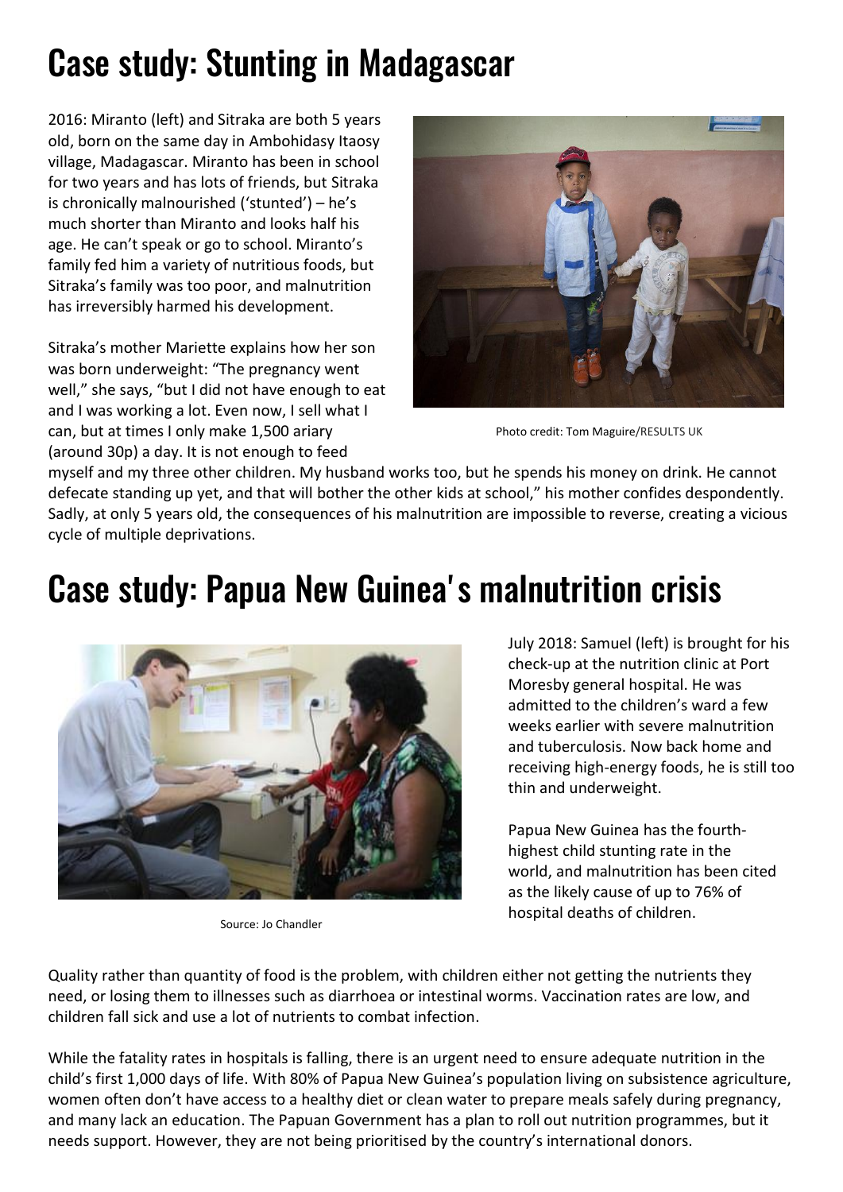# Case study: Stunting in Madagascar

2016: Miranto (left) and Sitraka are both 5 years old, born on the same day in Ambohidasy Itaosy village, Madagascar. Miranto has been in school for two years and has lots of friends, but Sitraka is chronically malnourished ('stunted') – he's much shorter than Miranto and looks half his age. He can't speak or go to school. Miranto's family fed him a variety of nutritious foods, but Sitraka's family was too poor, and malnutrition has irreversibly harmed his development.

Photo credit: Tom Maguire/RESULTS UK

Sitraka's mother Mariette explains how her son was born underweight: "The pregnancy went well," she says, "but I did not have enough to eat and I was working a lot. Even now, I sell what I can, but at times I only make 1,500 ariary (around 30p) a day. It is not enough to feed myself and my three other children. My husband works too, but he spends his money on drink. He cannot defecate standing up yet, and that will bother the other kids at school," his mother confides despondently. Sadly, at only 5 years old, the consequences of his malnutrition are impossible to reverse, creating a vicious cycle of multiple deprivations.

# Case study: Papua New Guinea's malnutrition crisis

Source: Jo Chandler

July 2018: Samuel (left) is brought for his check-up at the nutrition clinic at Port Moresby general hospital. He was admitted to the children's ward a few weeks earlier with severe malnutrition and tuberculosis. Now back home and receiving high-energy foods, he is still too thin and underweight.

Papua New Guinea has the fourth-highest child stunting rate in the world, and malnutrition has been cited as the likely cause of up to 76% of hospital deaths of children.

Quality rather than quantity of food is the problem, with children either not getting the nutrients they need, or losing them to illnesses such as diarrhoea or intestinal worms. Vaccination rates are low, and children fall sick and use a lot of nutrients to combat infection.

While the fatality rates in hospitals is falling, there is an urgent need to ensure adequate nutrition in the child's first 1,000 days of life. With 80% of Papua New Guinea's population living on subsistence agriculture, women often don't have access to a healthy diet or clean water to prepare meals safely during pregnancy, and many lack an education. The Papuan Government has a plan to roll out nutrition programmes, but it needs support. However, they are not being prioritised by the country's international donors.